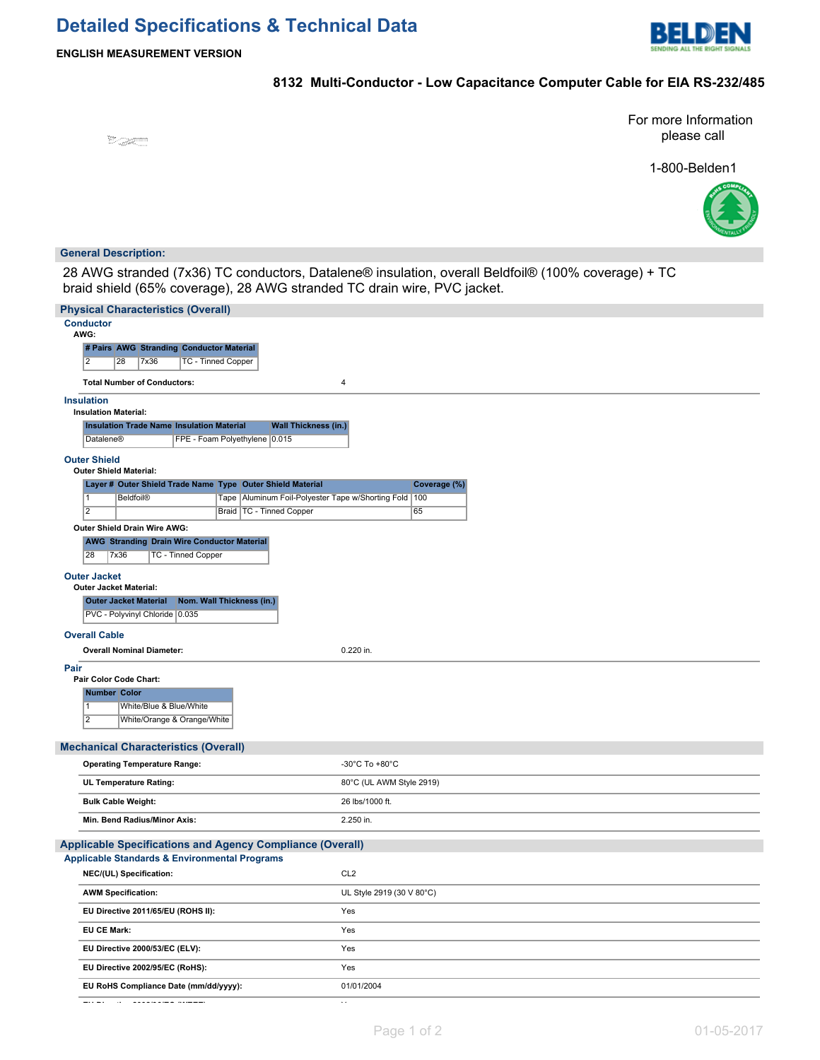# Detailed Specifications & Technical Data

**ENGLISH MEASUREMENT VERSION**

## 8132 Multi-Conductor - Low Capacitance Computer Cable for EIA RS-232/485

For more Information please call

1-800-Belden1

## General Description:

28 AWG stranded (7x36) TC conductors, Datalene® insulation, overall Beldfoil® (100% coverage) + TC braid shield (65% coverage), 28 AWG stranded TC drain wire, PVC jacket.

## Physical Characteristics (Overall)

### Conductor

**AWG:**

| # Pairs | AWG | Stranding | Conductor Material |
|---|---|---|---|
| 2 | 28 | 7x36 | TC - Tinned Copper |

**Total Number of Conductors:** 4

### Insulation

**Insulation Material:**

| Insulation Trade Name | Insulation Material | Wall Thickness (in.) |
|---|---|---|
| Datalene® | FPE - Foam Polyethylene | 0.015 |

### Outer Shield

**Outer Shield Material:**

| Layer # | Outer Shield Trade Name | Type | Outer Shield Material | Coverage (%) |
|---|---|---|---|---|
| 1 | Beldfoil® | Tape | Aluminum Foil-Polyester Tape w/Shorting Fold | 100 |
| 2 | | Braid | TC - Tinned Copper | 65 |

**Outer Shield Drain Wire AWG:**

| AWG | Stranding | Drain Wire Conductor Material |
|---|---|---|
| 28 | 7x36 | TC - Tinned Copper |

### Outer Jacket

**Outer Jacket Material:**

| Outer Jacket Material | Nom. Wall Thickness (in.) |
|---|---|
| PVC - Polyvinyl Chloride | 0.035 |

### Overall Cable

**Overall Nominal Diameter:** 0.220 in.

### Pair

**Pair Color Code Chart:**

| Number | Color |
|---|---|
| 1 | White/Blue & Blue/White |
| 2 | White/Orange & Orange/White |

## Mechanical Characteristics (Overall)

| | |
|---|---|
| **Operating Temperature Range:** | -30°C To +80°C |
| **UL Temperature Rating:** | 80°C (UL AWM Style 2919) |
| **Bulk Cable Weight:** | 26 lbs/1000 ft. |
| **Min. Bend Radius/Minor Axis:** | 2.250 in. |

## Applicable Specifications and Agency Compliance (Overall)

### Applicable Standards & Environmental Programs

| | |
|---|---|
| **NEC/(UL) Specification:** | CL2 |
| **AWM Specification:** | UL Style 2919 (30 V 80°C) |
| **EU Directive 2011/65/EU (ROHS II):** | Yes |
| **EU CE Mark:** | Yes |
| **EU Directive 2000/53/EC (ELV):** | Yes |
| **EU Directive 2002/95/EC (RoHS):** | Yes |
| **EU RoHS Compliance Date (mm/dd/yyyy):** | 01/01/2004 |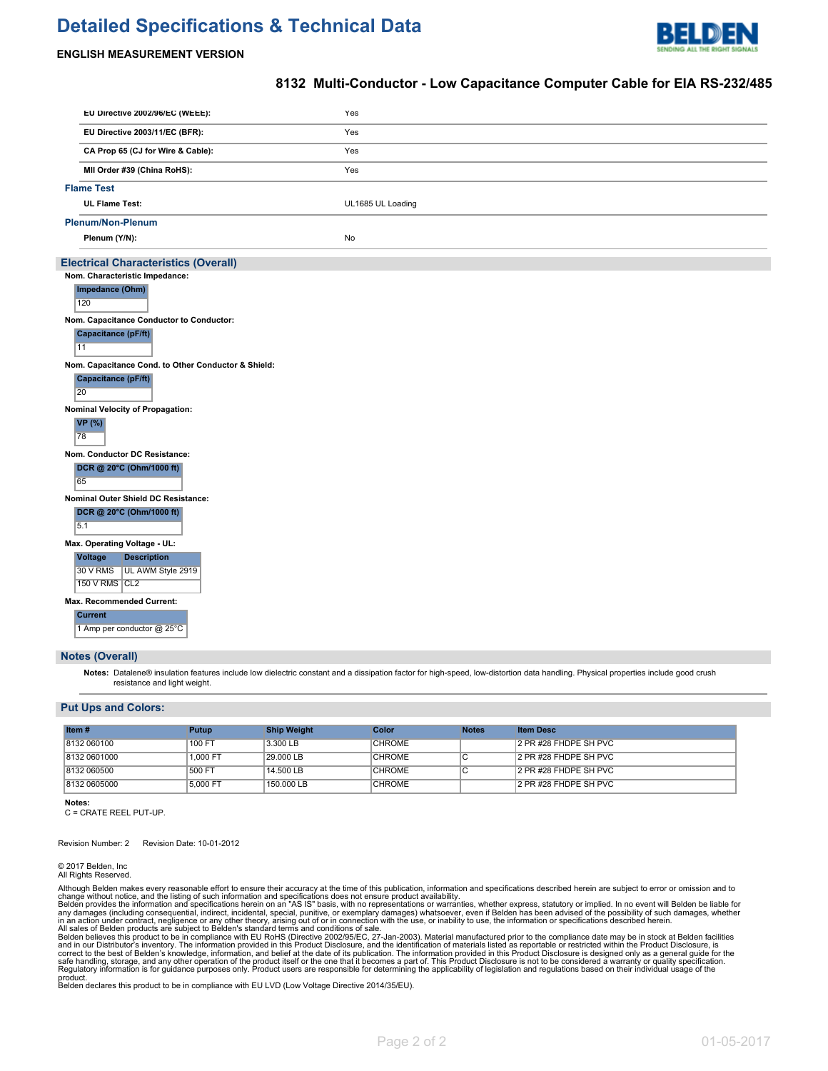| | |
|---|---|
| **EU Directive 2002/96/EC (WEEE):** | Yes |
| **EU Directive 2003/11/EC (BFR):** | Yes |
| **CA Prop 65 (CJ for Wire & Cable):** | Yes |
| **MII Order #39 (China RoHS):** | Yes |

### Flame Test

| | |
|---|---|
| **UL Flame Test:** | UL1685 UL Loading |

### Plenum/Non-Plenum

| | |
|---|---|
| **Plenum (Y/N):** | No |

## Electrical Characteristics (Overall)

**Nom. Characteristic Impedance:**

| Impedance (Ohm) |
|---|
| 120 |

**Nom. Capacitance Conductor to Conductor:**

| Capacitance (pF/ft) |
|---|
| 11 |

**Nom. Capacitance Cond. to Other Conductor & Shield:**

| Capacitance (pF/ft) |
|---|
| 20 |

**Nominal Velocity of Propagation:**

| VP (%) |
|---|
| 78 |

**Nom. Conductor DC Resistance:**

| DCR @ 20°C (Ohm/1000 ft) |
|---|
| 65 |

**Nominal Outer Shield DC Resistance:**

| DCR @ 20°C (Ohm/1000 ft) |
|---|
| 5.1 |

**Max. Operating Voltage - UL:**

| Voltage | Description |
|---|---|
| 30 V RMS | UL AWM Style 2919 |
| 150 V RMS | CL2 |

**Max. Recommended Current:**

| Current |
|---|
| 1 Amp per conductor @ 25°C |

## Notes (Overall)

**Notes:** Datalene® insulation features include low dielectric constant and a dissipation factor for high-speed, low-distortion data handling. Physical properties include good crush resistance and light weight.

## Put Ups and Colors:

| Item # | Putup | Ship Weight | Color | Notes | Item Desc |
|---|---|---|---|---|---|
| 8132 060100 | 100 FT | 3.300 LB | CHROME | | 2 PR #28 FHDPE SH PVC |
| 8132 0601000 | 1,000 FT | 29.000 LB | CHROME | C | 2 PR #28 FHDPE SH PVC |
| 8132 060500 | 500 FT | 14.500 LB | CHROME | C | 2 PR #28 FHDPE SH PVC |
| 8132 0605000 | 5,000 FT | 150.000 LB | CHROME | | 2 PR #28 FHDPE SH PVC |

**Notes:**
C = CRATE REEL PUT-UP.

Revision Number: 2     Revision Date: 10-01-2012

© 2017 Belden, Inc
All Rights Reserved.

Although Belden makes every reasonable effort to ensure their accuracy at the time of this publication, information and specifications described herein are subject to error or omission and to change without notice, and the listing of such information and specifications does not ensure product availability.
Belden provides the information and specifications herein on an "AS IS" basis, with no representations or warranties, whether express, statutory or implied. In no event will Belden be liable for any damages (including consequential, indirect, incidental, special, punitive, or exemplary damages) whatsoever, even if Belden has been advised of the possibility of such damages, whether in an action under contract, negligence or any other theory, arising out of or in connection with the use, or inability to use, the information or specifications described herein.
All sales of Belden products are subject to Belden's standard terms and conditions of sale.
Belden believes this product to be in compliance with EU RoHS (Directive 2002/95/EC, 27-Jan-2003). Material manufactured prior to the compliance date may be in stock at Belden facilities and in our Distributor's inventory. The information provided in this Product Disclosure, and the identification of materials listed as reportable or restricted within the Product Disclosure, is correct to the best of Belden's knowledge, information, and belief at the date of its publication. The information provided in this Product Disclosure is designed only as a general guide for the safe handling, storage, and any other operation of the product itself or the one that it becomes a part of. This Product Disclosure is not to be considered a warranty or quality specification. Regulatory information is for guidance purposes only. Product users are responsible for determining the applicability of legislation and regulations based on their individual usage of the product.
Belden declares this product to be in compliance with EU LVD (Low Voltage Directive 2014/35/EU).